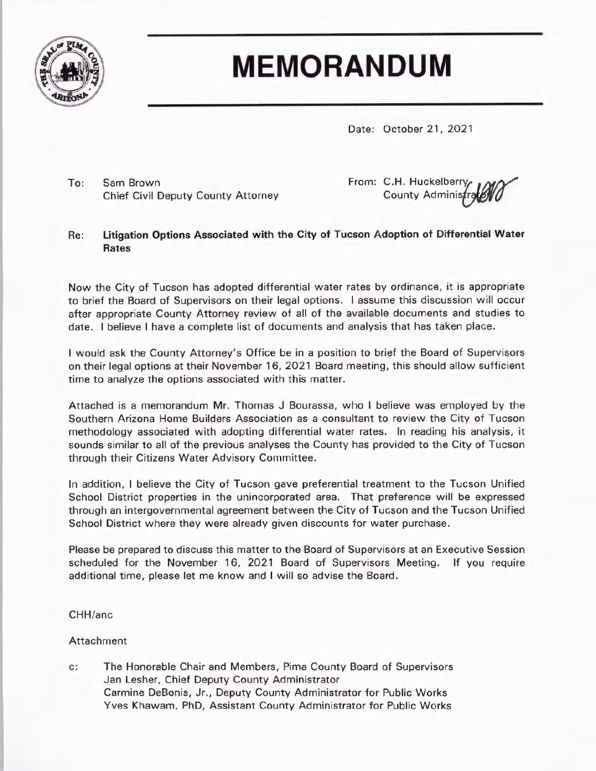# MEMORANDUM

Date: October 21, 2021

To: Sam Brown
Chief Civil Deputy County Attorney

From: C.H. Huckelberry
County Administrator

Re: **Litigation Options Associated with the City of Tucson Adoption of Differential Water Rates**

Now the City of Tucson has adopted differential water rates by ordinance, it is appropriate to brief the Board of Supervisors on their legal options. I assume this discussion will occur after appropriate County Attorney review of all of the available documents and studies to date. I believe I have a complete list of documents and analysis that has taken place.

I would ask the County Attorney's Office be in a position to brief the Board of Supervisors on their legal options at their November 16, 2021 Board meeting, this should allow sufficient time to analyze the options associated with this matter.

Attached is a memorandum Mr. Thomas J Bourassa, who I believe was employed by the Southern Arizona Home Builders Association as a consultant to review the City of Tucson methodology associated with adopting differential water rates. In reading his analysis, it sounds similar to all of the previous analyses the County has provided to the City of Tucson through their Citizens Water Advisory Committee.

In addition, I believe the City of Tucson gave preferential treatment to the Tucson Unified School District properties in the unincorporated area. That preference will be expressed through an intergovernmental agreement between the City of Tucson and the Tucson Unified School District where they were already given discounts for water purchase.

Please be prepared to discuss this matter to the Board of Supervisors at an Executive Session scheduled for the November 16, 2021 Board of Supervisors Meeting. If you require additional time, please let me know and I will so advise the Board.

CHH/anc

Attachment

c: The Honorable Chair and Members, Pima County Board of Supervisors
Jan Lesher, Chief Deputy County Administrator
Carmine DeBonis, Jr., Deputy County Administrator for Public Works
Yves Khawam, PhD, Assistant County Administrator for Public Works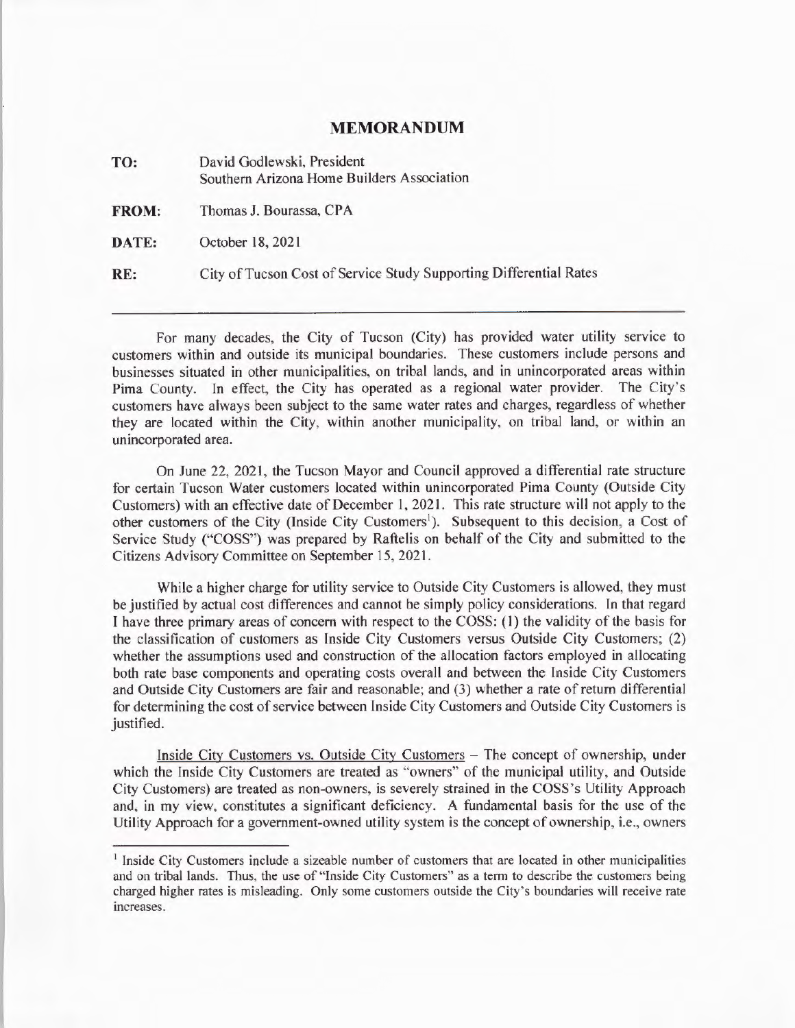# MEMORANDUM

**TO:** David Godlewski, President
Southern Arizona Home Builders Association

**FROM:** Thomas J. Bourassa, CPA

**DATE:** October 18, 2021

**RE:** City of Tucson Cost of Service Study Supporting Differential Rates

---

For many decades, the City of Tucson (City) has provided water utility service to customers within and outside its municipal boundaries. These customers include persons and businesses situated in other municipalities, on tribal lands, and in unincorporated areas within Pima County. In effect, the City has operated as a regional water provider. The City's customers have always been subject to the same water rates and charges, regardless of whether they are located within the City, within another municipality, on tribal land, or within an unincorporated area.

On June 22, 2021, the Tucson Mayor and Council approved a differential rate structure for certain Tucson Water customers located within unincorporated Pima County (Outside City Customers) with an effective date of December 1, 2021. This rate structure will not apply to the other customers of the City (Inside City Customers[1]). Subsequent to this decision, a Cost of Service Study ("COSS") was prepared by Raftelis on behalf of the City and submitted to the Citizens Advisory Committee on September 15, 2021.

While a higher charge for utility service to Outside City Customers is allowed, they must be justified by actual cost differences and cannot be simply policy considerations. In that regard I have three primary areas of concern with respect to the COSS: (1) the validity of the basis for the classification of customers as Inside City Customers versus Outside City Customers; (2) whether the assumptions used and construction of the allocation factors employed in allocating both rate base components and operating costs overall and between the Inside City Customers and Outside City Customers are fair and reasonable; and (3) whether a rate of return differential for determining the cost of service between Inside City Customers and Outside City Customers is justified.

<u>Inside City Customers vs. Outside City Customers</u> – The concept of ownership, under which the Inside City Customers are treated as "owners" of the municipal utility, and Outside City Customers) are treated as non-owners, is severely strained in the COSS's Utility Approach and, in my view, constitutes a significant deficiency. A fundamental basis for the use of the Utility Approach for a government-owned utility system is the concept of ownership, i.e., owners

---

[1] Inside City Customers include a sizeable number of customers that are located in other municipalities and on tribal lands. Thus, the use of "Inside City Customers" as a term to describe the customers being charged higher rates is misleading. Only some customers outside the City's boundaries will receive rate increases.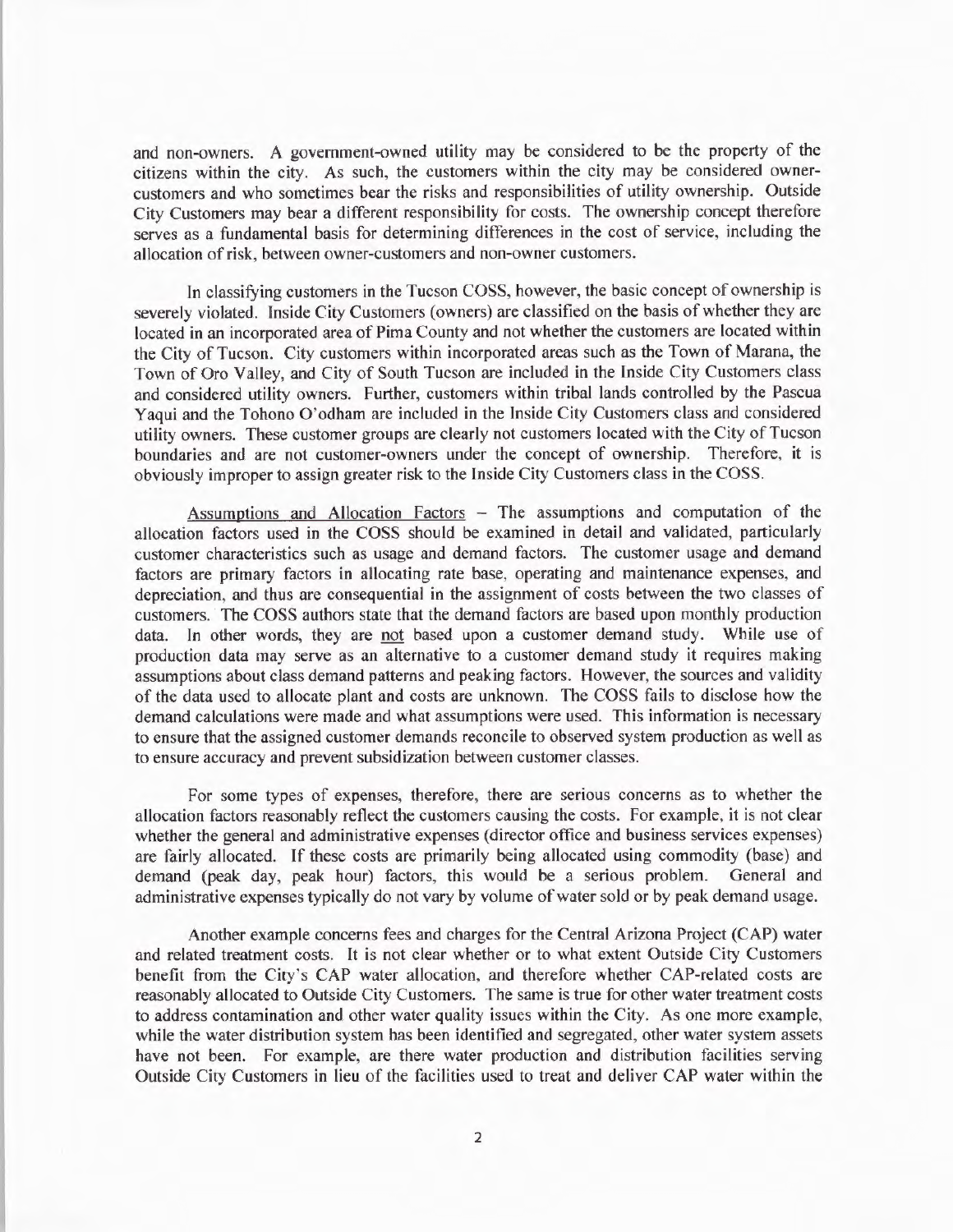and non-owners. A government-owned utility may be considered to be the property of the citizens within the city. As such, the customers within the city may be considered owner-customers and who sometimes bear the risks and responsibilities of utility ownership. Outside City Customers may bear a different responsibility for costs. The ownership concept therefore serves as a fundamental basis for determining differences in the cost of service, including the allocation of risk, between owner-customers and non-owner customers.

In classifying customers in the Tucson COSS, however, the basic concept of ownership is severely violated. Inside City Customers (owners) are classified on the basis of whether they are located in an incorporated area of Pima County and not whether the customers are located within the City of Tucson. City customers within incorporated areas such as the Town of Marana, the Town of Oro Valley, and City of South Tucson are included in the Inside City Customers class and considered utility owners. Further, customers within tribal lands controlled by the Pascua Yaqui and the Tohono O'odham are included in the Inside City Customers class and considered utility owners. These customer groups are clearly not customers located with the City of Tucson boundaries and are not customer-owners under the concept of ownership. Therefore, it is obviously improper to assign greater risk to the Inside City Customers class in the COSS.

Assumptions and Allocation Factors – The assumptions and computation of the allocation factors used in the COSS should be examined in detail and validated, particularly customer characteristics such as usage and demand factors. The customer usage and demand factors are primary factors in allocating rate base, operating and maintenance expenses, and depreciation, and thus are consequential in the assignment of costs between the two classes of customers. The COSS authors state that the demand factors are based upon monthly production data. In other words, they are not based upon a customer demand study. While use of production data may serve as an alternative to a customer demand study it requires making assumptions about class demand patterns and peaking factors. However, the sources and validity of the data used to allocate plant and costs are unknown. The COSS fails to disclose how the demand calculations were made and what assumptions were used. This information is necessary to ensure that the assigned customer demands reconcile to observed system production as well as to ensure accuracy and prevent subsidization between customer classes.

For some types of expenses, therefore, there are serious concerns as to whether the allocation factors reasonably reflect the customers causing the costs. For example, it is not clear whether the general and administrative expenses (director office and business services expenses) are fairly allocated. If these costs are primarily being allocated using commodity (base) and demand (peak day, peak hour) factors, this would be a serious problem. General and administrative expenses typically do not vary by volume of water sold or by peak demand usage.

Another example concerns fees and charges for the Central Arizona Project (CAP) water and related treatment costs. It is not clear whether or to what extent Outside City Customers benefit from the City's CAP water allocation, and therefore whether CAP-related costs are reasonably allocated to Outside City Customers. The same is true for other water treatment costs to address contamination and other water quality issues within the City. As one more example, while the water distribution system has been identified and segregated, other water system assets have not been. For example, are there water production and distribution facilities serving Outside City Customers in lieu of the facilities used to treat and deliver CAP water within the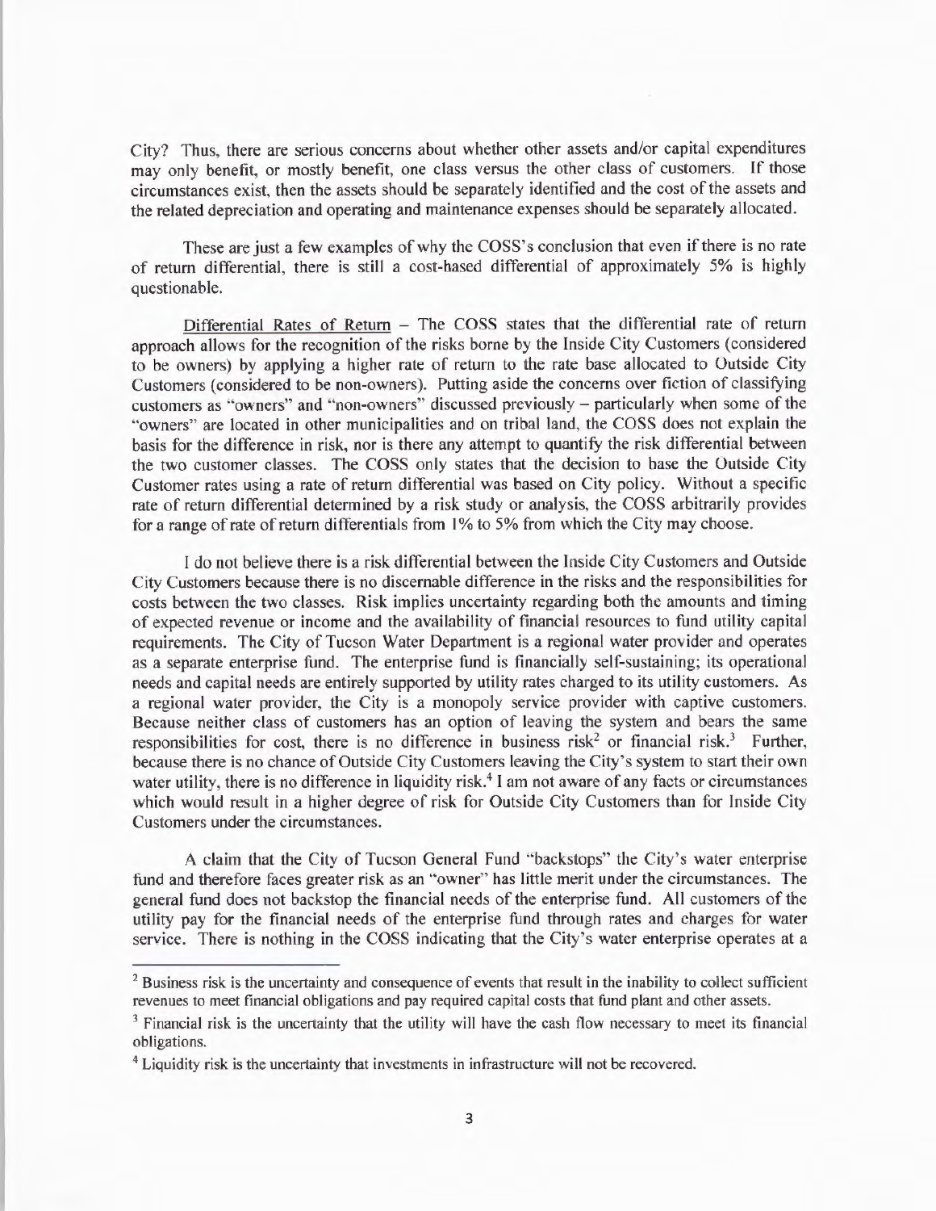City? Thus, there are serious concerns about whether other assets and/or capital expenditures may only benefit, or mostly benefit, one class versus the other class of customers. If those circumstances exist, then the assets should be separately identified and the cost of the assets and the related depreciation and operating and maintenance expenses should be separately allocated.

These are just a few examples of why the COSS's conclusion that even if there is no rate of return differential, there is still a cost-based differential of approximately 5% is highly questionable.

Differential Rates of Return – The COSS states that the differential rate of return approach allows for the recognition of the risks borne by the Inside City Customers (considered to be owners) by applying a higher rate of return to the rate base allocated to Outside City Customers (considered to be non-owners). Putting aside the concerns over fiction of classifying customers as "owners" and "non-owners" discussed previously – particularly when some of the "owners" are located in other municipalities and on tribal land, the COSS does not explain the basis for the difference in risk, nor is there any attempt to quantify the risk differential between the two customer classes. The COSS only states that the decision to base the Outside City Customer rates using a rate of return differential was based on City policy. Without a specific rate of return differential determined by a risk study or analysis, the COSS arbitrarily provides for a range of rate of return differentials from 1% to 5% from which the City may choose.

I do not believe there is a risk differential between the Inside City Customers and Outside City Customers because there is no discernable difference in the risks and the responsibilities for costs between the two classes. Risk implies uncertainty regarding both the amounts and timing of expected revenue or income and the availability of financial resources to fund utility capital requirements. The City of Tucson Water Department is a regional water provider and operates as a separate enterprise fund. The enterprise fund is financially self-sustaining; its operational needs and capital needs are entirely supported by utility rates charged to its utility customers. As a regional water provider, the City is a monopoly service provider with captive customers. Because neither class of customers has an option of leaving the system and bears the same responsibilities for cost, there is no difference in business risk[2] or financial risk.[3] Further, because there is no chance of Outside City Customers leaving the City's system to start their own water utility, there is no difference in liquidity risk.[4] I am not aware of any facts or circumstances which would result in a higher degree of risk for Outside City Customers than for Inside City Customers under the circumstances.

A claim that the City of Tucson General Fund "backstops" the City's water enterprise fund and therefore faces greater risk as an "owner" has little merit under the circumstances. The general fund does not backstop the financial needs of the enterprise fund. All customers of the utility pay for the financial needs of the enterprise fund through rates and charges for water service. There is nothing in the COSS indicating that the City's water enterprise operates at a

---

[2] Business risk is the uncertainty and consequence of events that result in the inability to collect sufficient revenues to meet financial obligations and pay required capital costs that fund plant and other assets.

[3] Financial risk is the uncertainty that the utility will have the cash flow necessary to meet its financial obligations.

[4] Liquidity risk is the uncertainty that investments in infrastructure will not be recovered.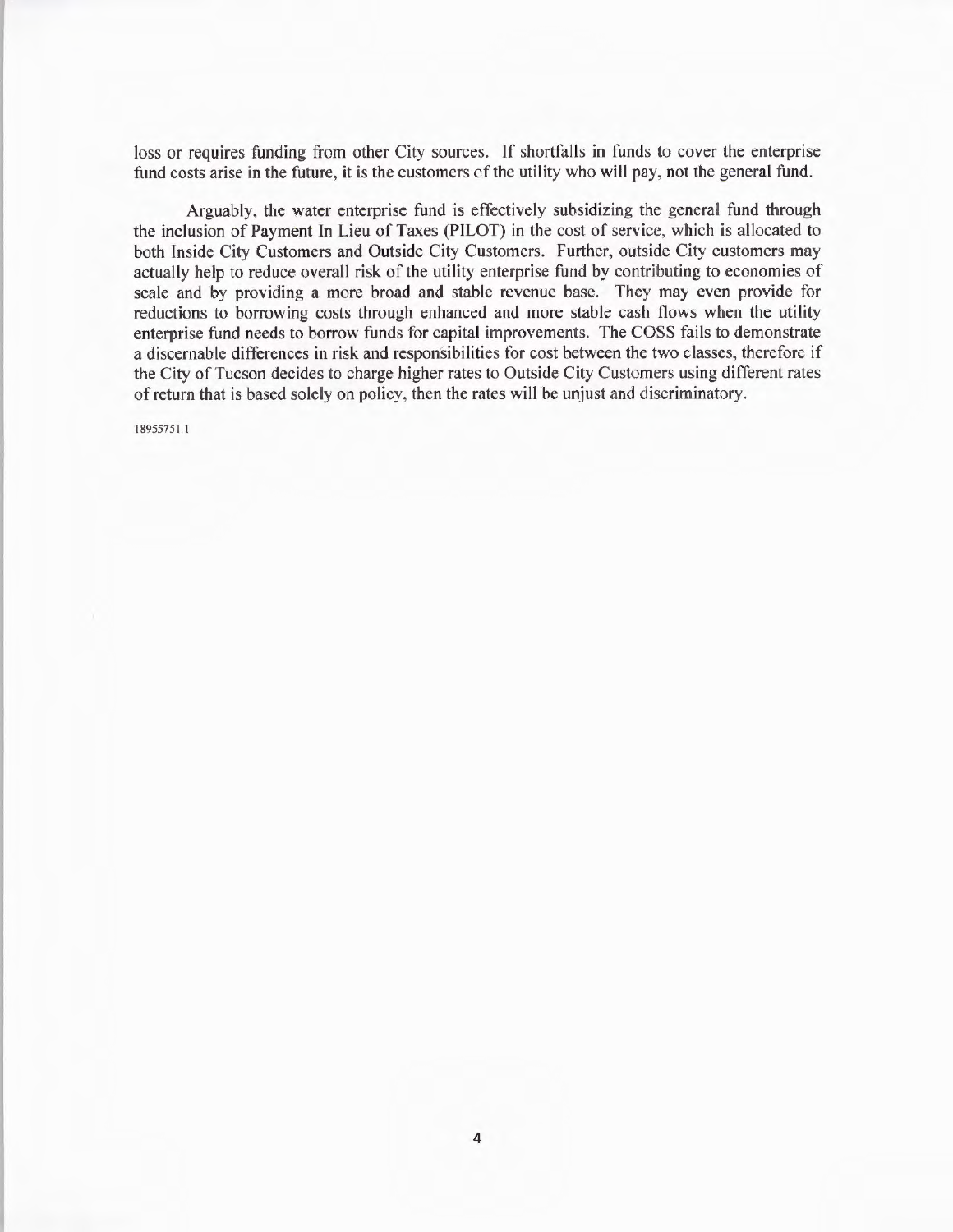loss or requires funding from other City sources. If shortfalls in funds to cover the enterprise fund costs arise in the future, it is the customers of the utility who will pay, not the general fund.

Arguably, the water enterprise fund is effectively subsidizing the general fund through the inclusion of Payment In Lieu of Taxes (PILOT) in the cost of service, which is allocated to both Inside City Customers and Outside City Customers. Further, outside City customers may actually help to reduce overall risk of the utility enterprise fund by contributing to economies of scale and by providing a more broad and stable revenue base. They may even provide for reductions to borrowing costs through enhanced and more stable cash flows when the utility enterprise fund needs to borrow funds for capital improvements. The COSS fails to demonstrate a discernable differences in risk and responsibilities for cost between the two classes, therefore if the City of Tucson decides to charge higher rates to Outside City Customers using different rates of return that is based solely on policy, then the rates will be unjust and discriminatory.

18955751.1